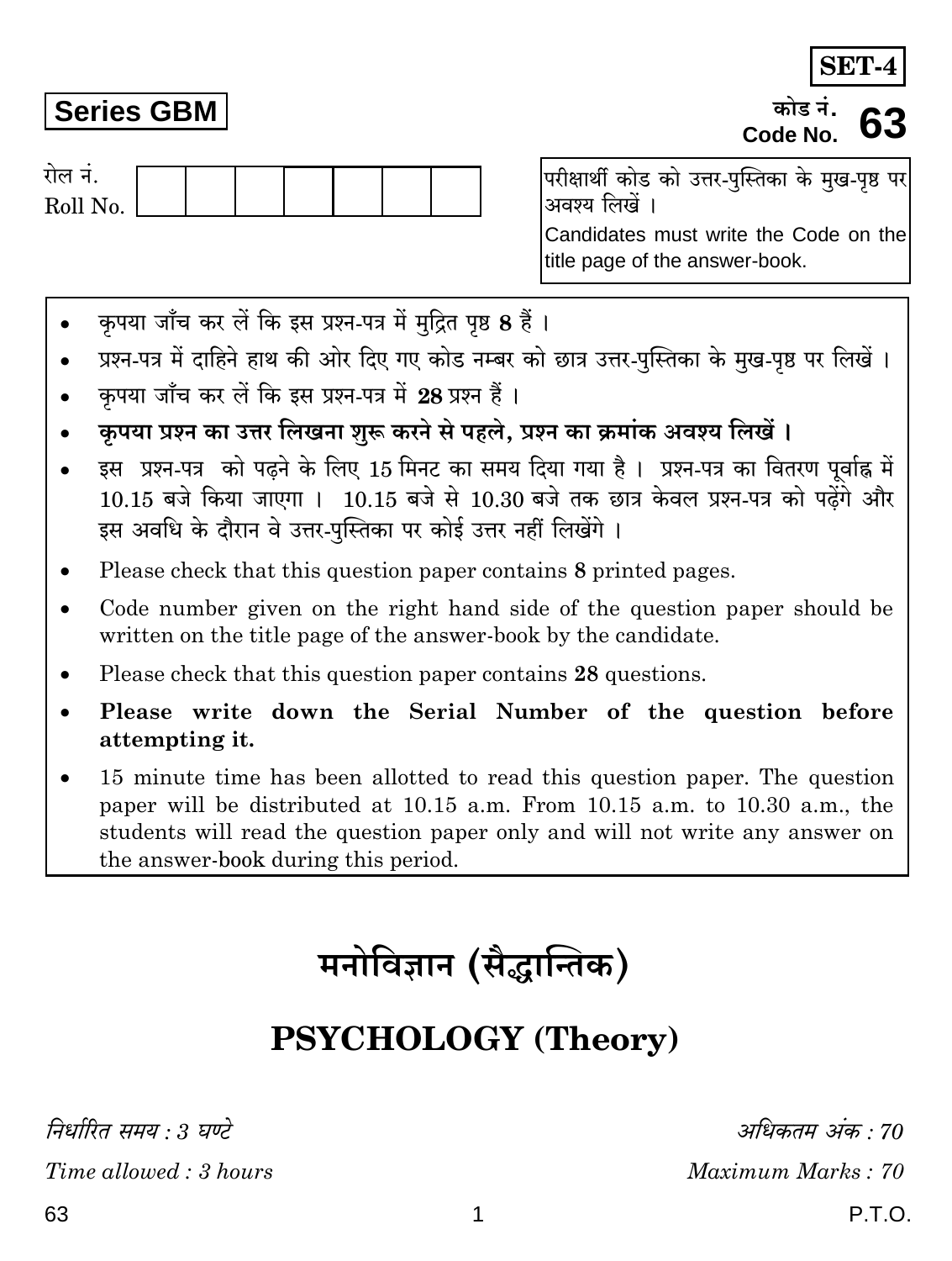**SET-4**

**Series GBM**

कोड नं.
Code No. **63**

रोल नं.
Roll No.

| | | | | | | |
|---|---|---|---|---|---|---|
| | | | | | | |

परीक्षार्थी कोड को उत्तर-पुस्तिका के मुख-पृष्ठ पर अवश्य लिखें ।

Candidates must write the Code on the title page of the answer-book.

- कृपया जाँच कर लें कि इस प्रश्न-पत्र में मुद्रित पृष्ठ **8** हैं ।
- प्रश्न-पत्र में दाहिने हाथ की ओर दिए गए कोड नम्बर को छात्र उत्तर-पुस्तिका के मुख-पृष्ठ पर लिखें ।
- कृपया जाँच कर लें कि इस प्रश्न-पत्र में **28** प्रश्न हैं ।
- **कृपया प्रश्न का उत्तर लिखना शुरू करने से पहले, प्रश्न का क्रमांक अवश्य लिखें ।**
- इस प्रश्न-पत्र को पढ़ने के लिए 15 मिनट का समय दिया गया है । प्रश्न-पत्र का वितरण पूर्वाह्न में 10.15 बजे किया जाएगा । 10.15 बजे से 10.30 बजे तक छात्र केवल प्रश्न-पत्र को पढ़ेंगे और इस अवधि के दौरान वे उत्तर-पुस्तिका पर कोई उत्तर नहीं लिखेंगे ।
- Please check that this question paper contains **8** printed pages.
- Code number given on the right hand side of the question paper should be written on the title page of the answer-book by the candidate.
- Please check that this question paper contains **28** questions.
- **Please write down the Serial Number of the question before attempting it.**
- 15 minute time has been allotted to read this question paper. The question paper will be distributed at 10.15 a.m. From 10.15 a.m. to 10.30 a.m., the students will read the question paper only and will not write any answer on the answer-book during this period.

# मनोविज्ञान (सैद्धान्तिक)

# PSYCHOLOGY (Theory)

*निर्धारित समय : 3 घण्टे* | *अधिकतम अंक : 70*

*Time allowed : 3 hours* | *Maximum Marks : 70*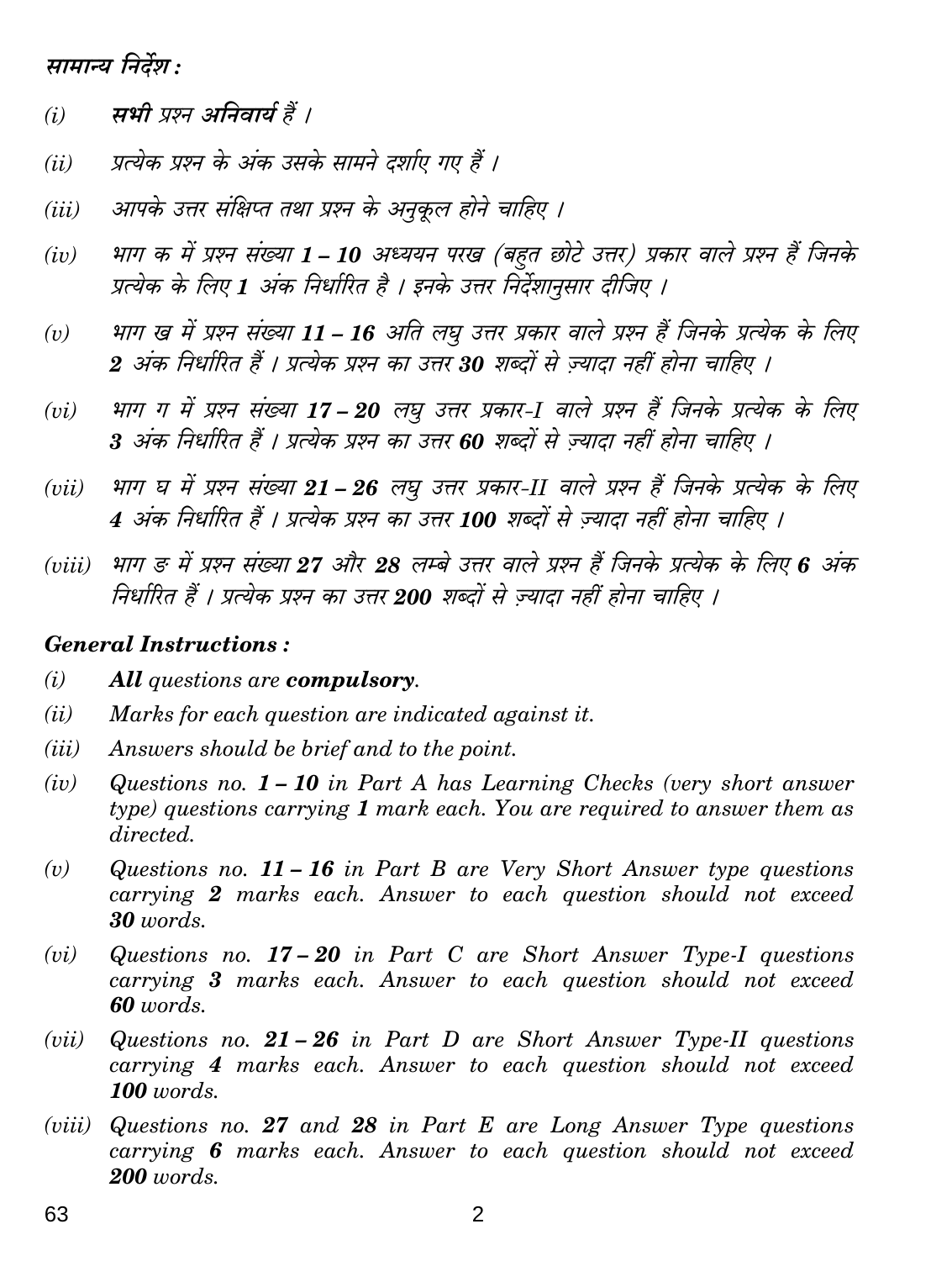***सामान्य निर्देश :***

*(i)* ***सभी** प्रश्न **अनिवार्य** हैं ।*

*(ii)* *प्रत्येक प्रश्न के अंक उसके सामने दर्शाए गए हैं ।*

*(iii)* *आपके उत्तर संक्षिप्त तथा प्रश्न के अनुकूल होने चाहिए ।*

*(iv)* *भाग क में प्रश्न संख्या **1 – 10** अध्ययन परख (बहुत छोटे उत्तर) प्रकार वाले प्रश्न हैं जिनके प्रत्येक के लिए **1** अंक निर्धारित है । इनके उत्तर निर्देशानुसार दीजिए ।*

*(v)* *भाग ख में प्रश्न संख्या **11 – 16** अति लघु उत्तर प्रकार वाले प्रश्न हैं जिनके प्रत्येक के लिए **2** अंक निर्धारित हैं । प्रत्येक प्रश्न का उत्तर **30** शब्दों से ज़्यादा नहीं होना चाहिए ।*

*(vi)* *भाग ग में प्रश्न संख्या **17 – 20** लघु उत्तर प्रकार-I वाले प्रश्न हैं जिनके प्रत्येक के लिए **3** अंक निर्धारित हैं । प्रत्येक प्रश्न का उत्तर **60** शब्दों से ज़्यादा नहीं होना चाहिए ।*

*(vii)* *भाग घ में प्रश्न संख्या **21 – 26** लघु उत्तर प्रकार-II वाले प्रश्न हैं जिनके प्रत्येक के लिए **4** अंक निर्धारित हैं । प्रत्येक प्रश्न का उत्तर **100** शब्दों से ज़्यादा नहीं होना चाहिए ।*

*(viii)* *भाग ङ में प्रश्न संख्या **27** और **28** लम्बे उत्तर वाले प्रश्न हैं जिनके प्रत्येक के लिए **6** अंक निर्धारित हैं । प्रत्येक प्रश्न का उत्तर **200** शब्दों से ज़्यादा नहीं होना चाहिए ।*

***General Instructions :***

*(i)* ***All** questions are **compulsory**.*

*(ii)* *Marks for each question are indicated against it.*

*(iii)* *Answers should be brief and to the point.*

*(iv)* *Questions no. **1 – 10** in Part A has Learning Checks (very short answer type) questions carrying **1** mark each. You are required to answer them as directed.*

*(v)* *Questions no. **11 – 16** in Part B are Very Short Answer type questions carrying **2** marks each. Answer to each question should not exceed **30** words.*

*(vi)* *Questions no. **17 – 20** in Part C are Short Answer Type-I questions carrying **3** marks each. Answer to each question should not exceed **60** words.*

*(vii)* *Questions no. **21 – 26** in Part D are Short Answer Type-II questions carrying **4** marks each. Answer to each question should not exceed **100** words.*

*(viii)* *Questions no. **27** and **28** in Part E are Long Answer Type questions carrying **6** marks each. Answer to each question should not exceed **200** words.*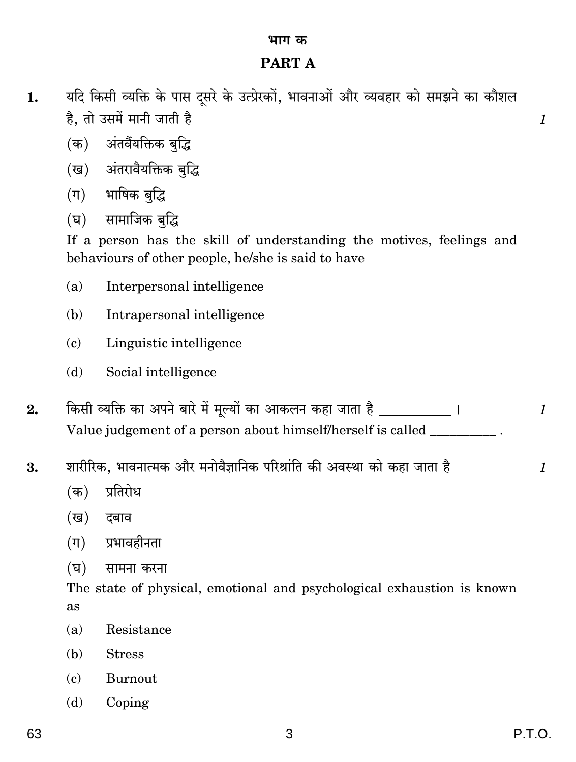## भाग क

## PART A

**1.** यदि किसी व्यक्ति के पास दूसरे के उत्प्रेरकों, भावनाओं और व्यवहार को समझने का कौशल है, तो उसमें मानी जाती है *1*

(क) अंतर्वैयक्तिक बुद्धि

(ख) अंतरावैयक्तिक बुद्धि

(ग) भाषिक बुद्धि

(घ) सामाजिक बुद्धि

If a person has the skill of understanding the motives, feelings and behaviours of other people, he/she is said to have

(a) Interpersonal intelligence

(b) Intrapersonal intelligence

(c) Linguistic intelligence

(d) Social intelligence

**2.** किसी व्यक्ति का अपने बारे में मूल्यों का आकलन कहा जाता है __________ । *1*

Value judgement of a person about himself/herself is called __________ .

**3.** शारीरिक, भावनात्मक और मनोवैज्ञानिक परिश्रांति की अवस्था को कहा जाता है *1*

(क) प्रतिरोध

(ख) दबाव

(ग) प्रभावहीनता

(घ) सामना करना

The state of physical, emotional and psychological exhaustion is known as

(a) Resistance

(b) Stress

(c) Burnout

(d) Coping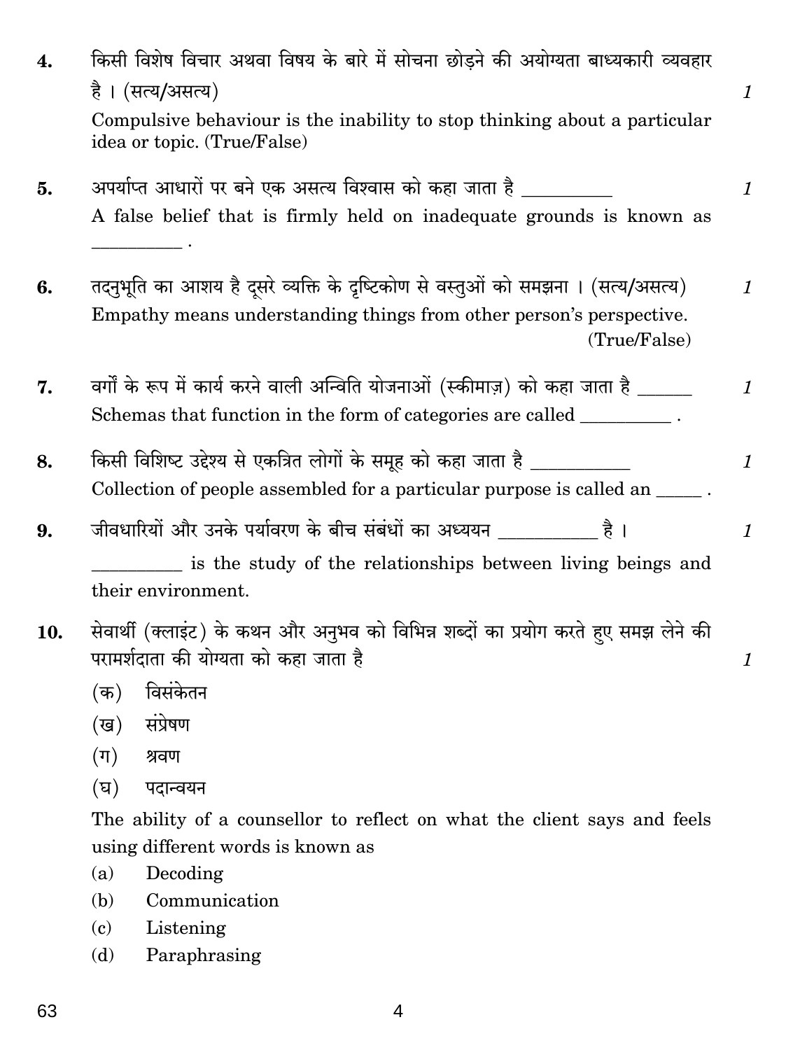4. किसी विशेष विचार अथवा विषय के बारे में सोचना छोड़ने की अयोग्यता बाध्यकारी व्यवहार है । (सत्य/असत्य) *1*

   Compulsive behaviour is the inability to stop thinking about a particular idea or topic. (True/False)

5. अपर्याप्त आधारों पर बने एक असत्य विश्वास को कहा जाता है __________ *1*

   A false belief that is firmly held on inadequate grounds is known as __________ .

6. तदनुभूति का आशय है दूसरे व्यक्ति के दृष्टिकोण से वस्तुओं को समझना । (सत्य/असत्य) *1*

   Empathy means understanding things from other person's perspective. (True/False)

7. वर्गों के रूप में कार्य करने वाली अन्विति योजनाओं (स्कीमाज़) को कहा जाता है ______ *1*

   Schemas that function in the form of categories are called __________ .

8. किसी विशिष्ट उद्देश्य से एकत्रित लोगों के समूह को कहा जाता है ___________ *1*

   Collection of people assembled for a particular purpose is called an _____ .

9. जीवधारियों और उनके पर्यावरण के बीच संबंधों का अध्ययन ___________ है । *1*

   __________ is the study of the relationships between living beings and their environment.

10. सेवार्थी (क्लाइंट) के कथन और अनुभव को विभिन्न शब्दों का प्रयोग करते हुए समझ लेने की परामर्शदाता की योग्यता को कहा जाता है *1*

    (क) विसंकेतन
    (ख) संप्रेषण
    (ग) श्रवण
    (घ) पदान्वयन

    The ability of a counsellor to reflect on what the client says and feels using different words is known as

    (a) Decoding
    (b) Communication
    (c) Listening
    (d) Paraphrasing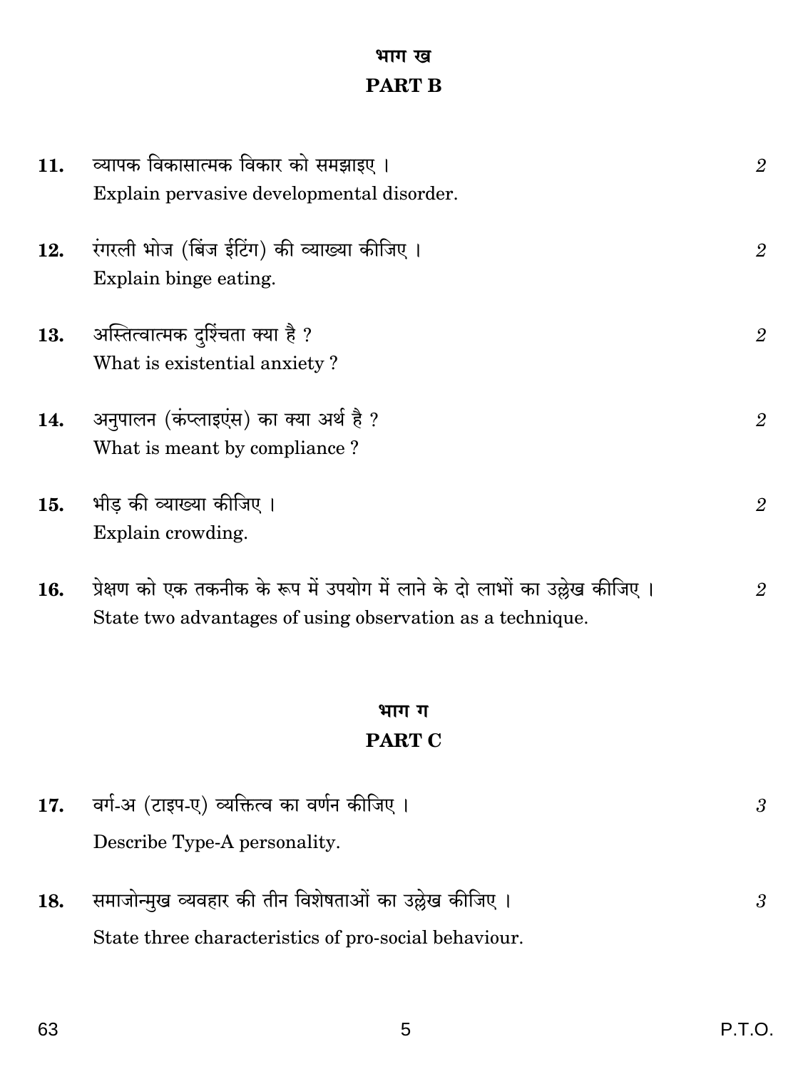## भाग ख
## PART B

**11.** व्यापक विकासात्मक विकार को समझाइए । *2*
Explain pervasive developmental disorder.

**12.** रंगरली भोज (बिंज ईटिंग) की व्याख्या कीजिए । *2*
Explain binge eating.

**13.** अस्तित्वात्मक दुश्चिंता क्या है ? *2*
What is existential anxiety ?

**14.** अनुपालन (कंप्लाइएंस) का क्या अर्थ है ? *2*
What is meant by compliance ?

**15.** भीड़ की व्याख्या कीजिए । *2*
Explain crowding.

**16.** प्रेक्षण को एक तकनीक के रूप में उपयोग में लाने के दो लाभों का उल्लेख कीजिए । *2*
State two advantages of using observation as a technique.

## भाग ग
## PART C

**17.** वर्ग-अ (टाइप-ए) व्यक्तित्व का वर्णन कीजिए । *3*
Describe Type-A personality.

**18.** समाजोन्मुख व्यवहार की तीन विशेषताओं का उल्लेख कीजिए । *3*
State three characteristics of pro-social behaviour.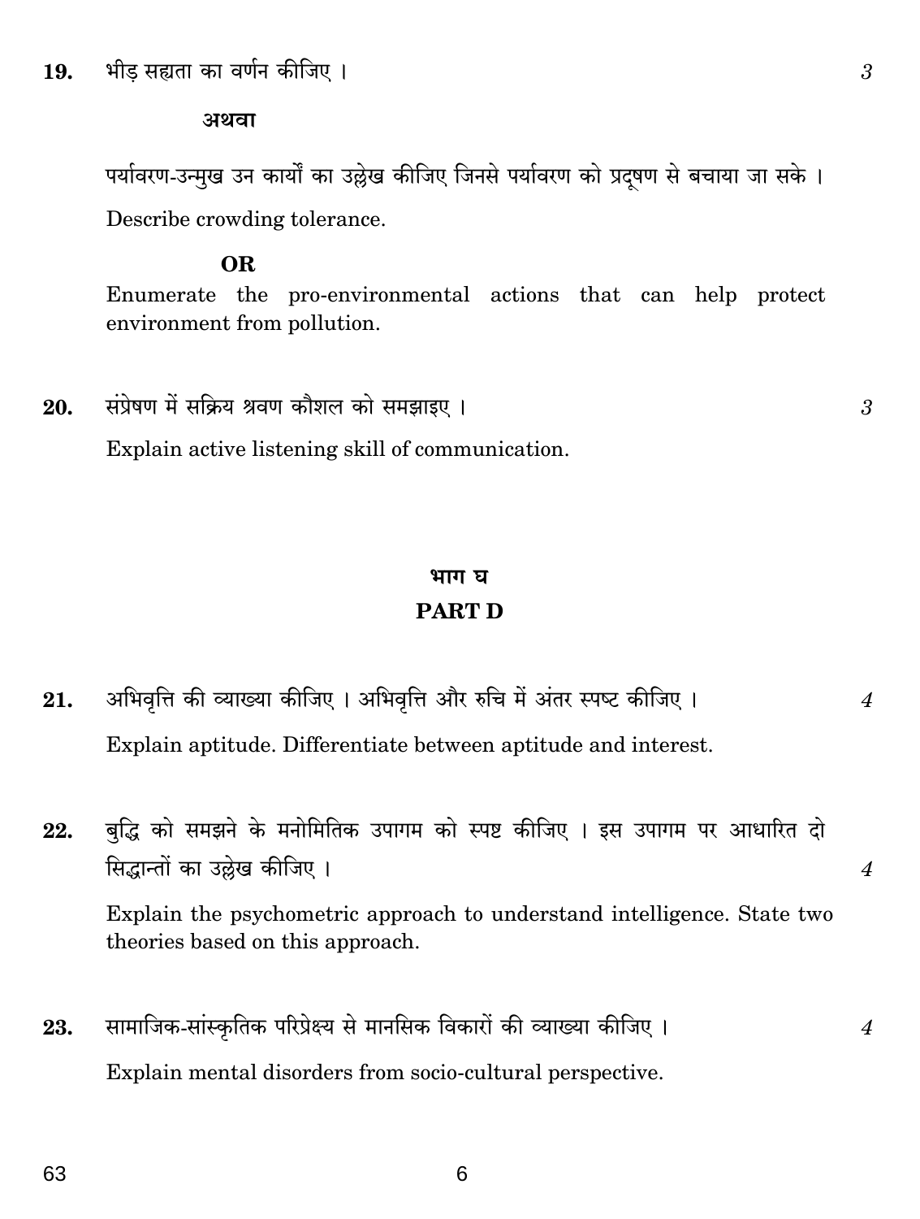19. भीड़ सह्यता का वर्णन कीजिए । 3

**अथवा**

पर्यावरण-उन्मुख उन कार्यों का उल्लेख कीजिए जिनसे पर्यावरण को प्रदूषण से बचाया जा सके ।

Describe crowding tolerance.

**OR**

Enumerate the pro-environmental actions that can help protect environment from pollution.

20. संप्रेषण में सक्रिय श्रवण कौशल को समझाइए । 3

Explain active listening skill of communication.

## भाग घ
## PART D

21. अभिवृत्ति की व्याख्या कीजिए । अभिवृत्ति और रुचि में अंतर स्पष्ट कीजिए । 4

Explain aptitude. Differentiate between aptitude and interest.

22. बुद्धि को समझने के मनोमितिक उपागम को स्पष्ट कीजिए । इस उपागम पर आधारित दो सिद्धान्तों का उल्लेख कीजिए । 4

Explain the psychometric approach to understand intelligence. State two theories based on this approach.

23. सामाजिक-सांस्कृतिक परिप्रेक्ष्य से मानसिक विकारों की व्याख्या कीजिए । 4

Explain mental disorders from socio-cultural perspective.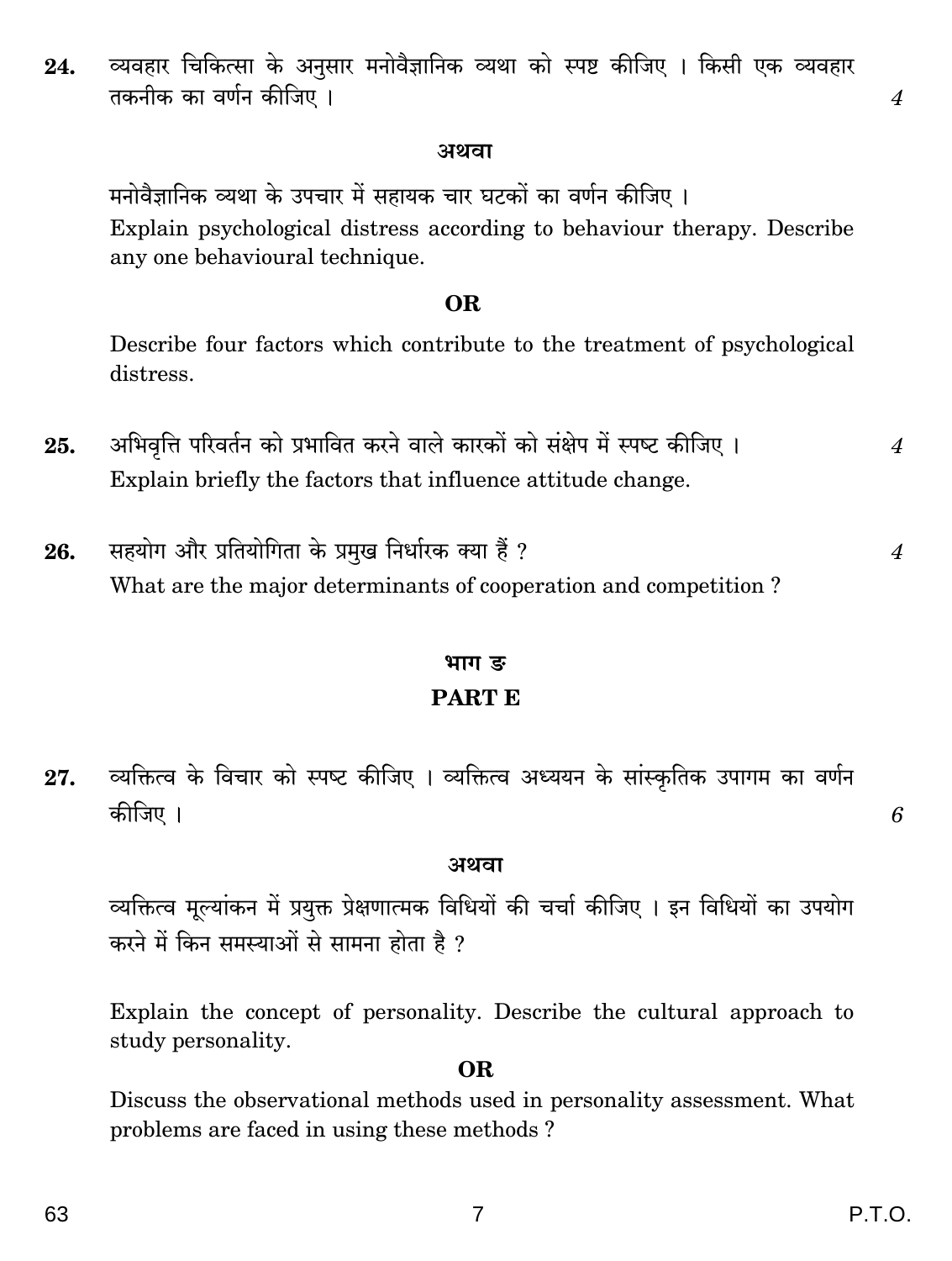**24.** व्यवहार चिकित्सा के अनुसार मनोवैज्ञानिक व्यथा को स्पष्ट कीजिए । किसी एक व्यवहार तकनीक का वर्णन कीजिए । *4*

**अथवा**

मनोवैज्ञानिक व्यथा के उपचार में सहायक चार घटकों का वर्णन कीजिए ।

Explain psychological distress according to behaviour therapy. Describe any one behavioural technique.

**OR**

Describe four factors which contribute to the treatment of psychological distress.

**25.** अभिवृत्ति परिवर्तन को प्रभावित करने वाले कारकों को संक्षेप में स्पष्ट कीजिए । *4*

Explain briefly the factors that influence attitude change.

**26.** सहयोग और प्रतियोगिता के प्रमुख निर्धारक क्या हैं ? *4*

What are the major determinants of cooperation and competition ?

## भाग ङ
## PART E

**27.** व्यक्तित्व के विचार को स्पष्ट कीजिए । व्यक्तित्व अध्ययन के सांस्कृतिक उपागम का वर्णन कीजिए । *6*

**अथवा**

व्यक्तित्व मूल्यांकन में प्रयुक्त प्रेक्षणात्मक विधियों की चर्चा कीजिए । इन विधियों का उपयोग करने में किन समस्याओं से सामना होता है ?

Explain the concept of personality. Describe the cultural approach to study personality.

**OR**

Discuss the observational methods used in personality assessment. What problems are faced in using these methods ?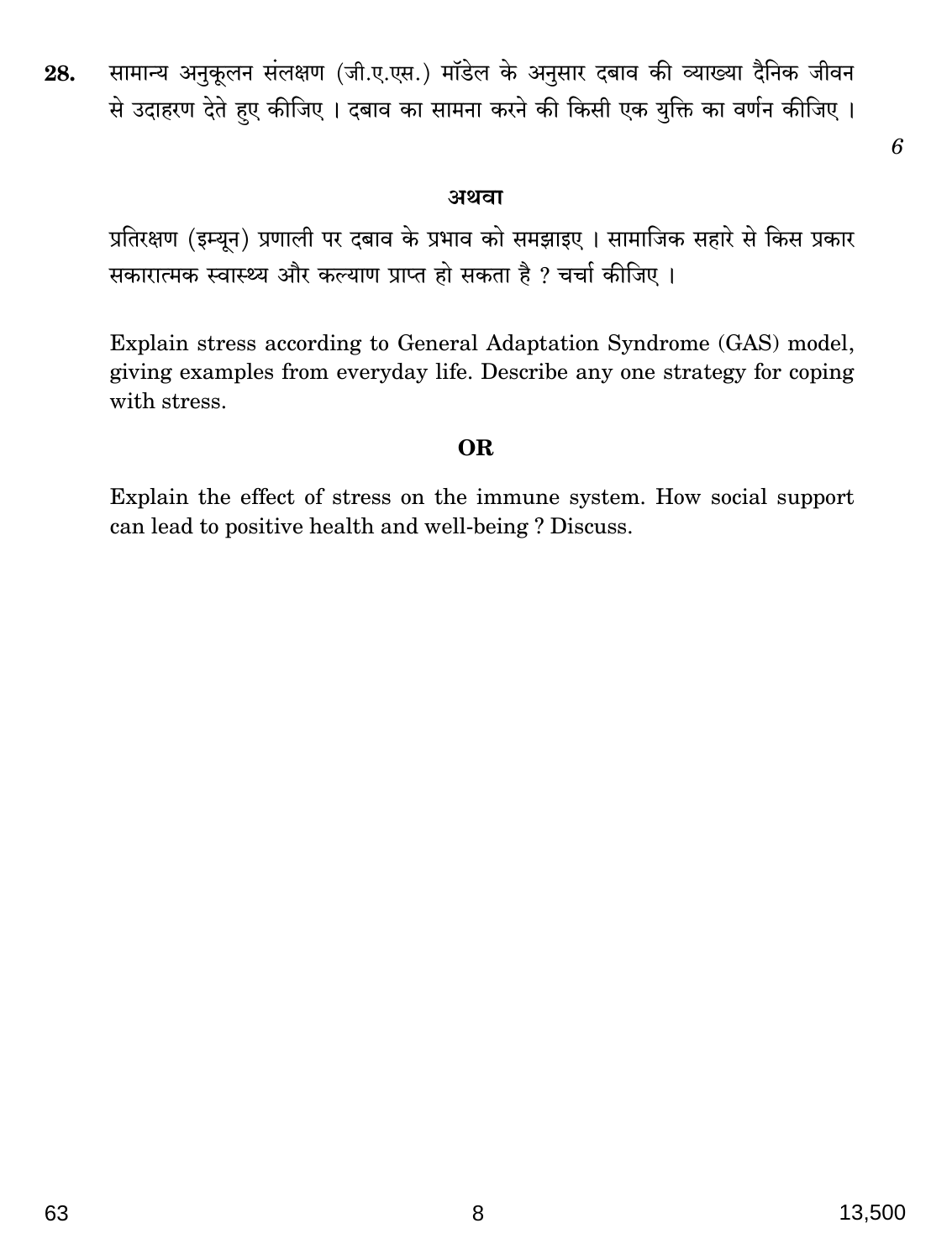**28.** सामान्य अनुकूलन संलक्षण (जी.ए.एस.) मॉडेल के अनुसार दबाव की व्याख्या दैनिक जीवन से उदाहरण देते हुए कीजिए । दबाव का सामना करने की किसी एक युक्ति का वर्णन कीजिए । *6*

**अथवा**

प्रतिरक्षण (इम्यून) प्रणाली पर दबाव के प्रभाव को समझाइए । सामाजिक सहारे से किस प्रकार सकारात्मक स्वास्थ्य और कल्याण प्राप्त हो सकता है ? चर्चा कीजिए ।

Explain stress according to General Adaptation Syndrome (GAS) model, giving examples from everyday life. Describe any one strategy for coping with stress.

**OR**

Explain the effect of stress on the immune system. How social support can lead to positive health and well-being ? Discuss.